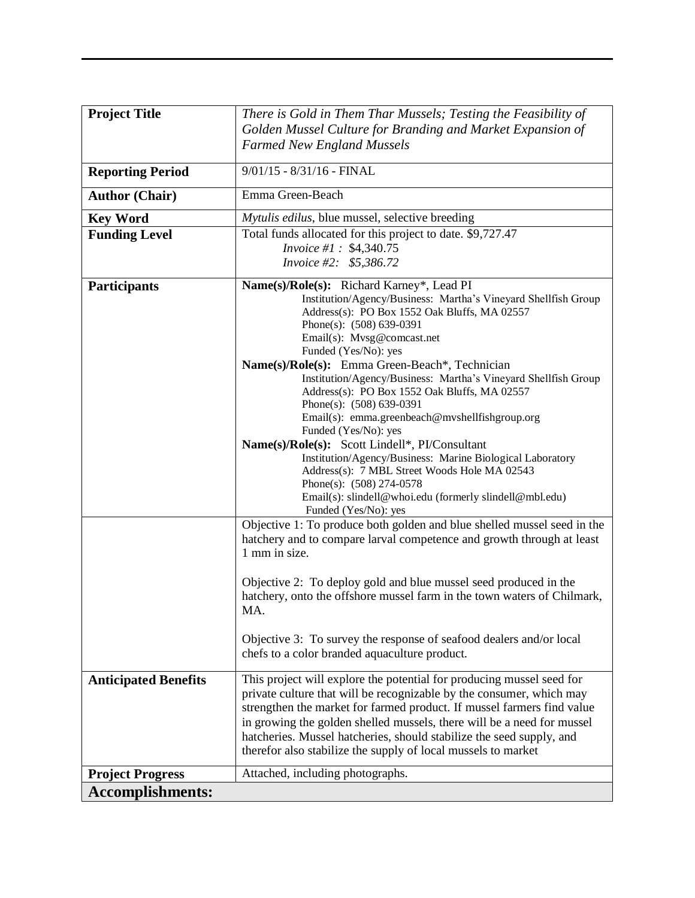| | |
|---|---|
| **Project Title** | *There is Gold in Them Thar Mussels; Testing the Feasibility of Golden Mussel Culture for Branding and Market Expansion of Farmed New England Mussels* |
| **Reporting Period** | 9/01/15 - 8/31/16 - FINAL |
| **Author (Chair)** | Emma Green-Beach |
| **Key Word** | *Mytulis edilus*, blue mussel, selective breeding |
| **Funding Level** | Total funds allocated for this project to date. $9,727.47<br>*Invoice #1 :* $4,340.75<br>*Invoice #2: $5,386.72* |
| **Participants** | **Name(s)/Role(s):** Richard Karney*, Lead PI<br>Institution/Agency/Business: Martha's Vineyard Shellfish Group<br>Address(s): PO Box 1552 Oak Bluffs, MA 02557<br>Phone(s): (508) 639-0391<br>Email(s): Mvsg@comcast.net<br>Funded (Yes/No): yes<br>**Name(s)/Role(s):** Emma Green-Beach*, Technician<br>Institution/Agency/Business: Martha's Vineyard Shellfish Group<br>Address(s): PO Box 1552 Oak Bluffs, MA 02557<br>Phone(s): (508) 639-0391<br>Email(s): emma.greenbeach@mvshellfishgroup.org<br>Funded (Yes/No): yes<br>**Name(s)/Role(s):** Scott Lindell*, PI/Consultant<br>Institution/Agency/Business: Marine Biological Laboratory<br>Address(s): 7 MBL Street Woods Hole MA 02543<br>Phone(s): (508) 274-0578<br>Email(s): slindell@whoi.edu (formerly slindell@mbl.edu)<br>Funded (Yes/No): yes |
| | Objective 1: To produce both golden and blue shelled mussel seed in the hatchery and to compare larval competence and growth through at least 1 mm in size.<br><br>Objective 2: To deploy gold and blue mussel seed produced in the hatchery, onto the offshore mussel farm in the town waters of Chilmark, MA.<br><br>Objective 3: To survey the response of seafood dealers and/or local chefs to a color branded aquaculture product. |
| **Anticipated Benefits** | This project will explore the potential for producing mussel seed for private culture that will be recognizable by the consumer, which may strengthen the market for farmed product. If mussel farmers find value in growing the golden shelled mussels, there will be a need for mussel hatcheries. Mussel hatcheries, should stabilize the seed supply, and therefor also stabilize the supply of local mussels to market |
| **Project Progress** | Attached, including photographs. |
| **Accomplishments:** | |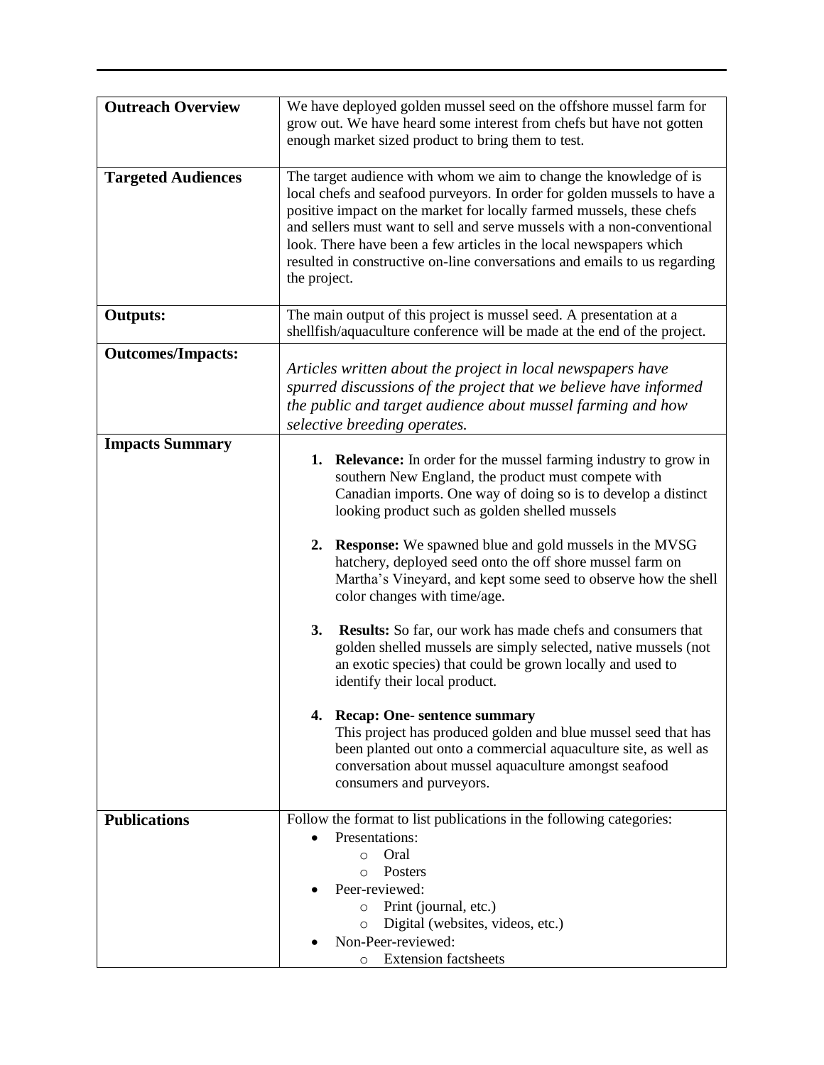| | |
|---|---|
| **Outreach Overview** | We have deployed golden mussel seed on the offshore mussel farm for grow out. We have heard some interest from chefs but have not gotten enough market sized product to bring them to test. |
| **Targeted Audiences** | The target audience with whom we aim to change the knowledge of is local chefs and seafood purveyors. In order for golden mussels to have a positive impact on the market for locally farmed mussels, these chefs and sellers must want to sell and serve mussels with a non-conventional look. There have been a few articles in the local newspapers which resulted in constructive on-line conversations and emails to us regarding the project. |
| **Outputs:** | The main output of this project is mussel seed. A presentation at a shellfish/aquaculture conference will be made at the end of the project. |
| **Outcomes/Impacts:** | *Articles written about the project in local newspapers have spurred discussions of the project that we believe have informed the public and target audience about mussel farming and how selective breeding operates.* |
| **Impacts Summary** | 1. **Relevance:** In order for the mussel farming industry to grow in southern New England, the product must compete with Canadian imports. One way of doing so is to develop a distinct looking product such as golden shelled mussels<br><br>2. **Response:** We spawned blue and gold mussels in the MVSG hatchery, deployed seed onto the off shore mussel farm on Martha's Vineyard, and kept some seed to observe how the shell color changes with time/age.<br><br>3. **Results:** So far, our work has made chefs and consumers that golden shelled mussels are simply selected, native mussels (not an exotic species) that could be grown locally and used to identify their local product.<br><br>4. **Recap: One- sentence summary**<br>This project has produced golden and blue mussel seed that has been planted out onto a commercial aquaculture site, as well as conversation about mussel aquaculture amongst seafood consumers and purveyors. |
| **Publications** | Follow the format to list publications in the following categories:<br>• Presentations:<br>&nbsp;&nbsp;&nbsp;&nbsp;○ Oral<br>&nbsp;&nbsp;&nbsp;&nbsp;○ Posters<br>• Peer-reviewed:<br>&nbsp;&nbsp;&nbsp;&nbsp;○ Print (journal, etc.)<br>&nbsp;&nbsp;&nbsp;&nbsp;○ Digital (websites, videos, etc.)<br>• Non-Peer-reviewed:<br>&nbsp;&nbsp;&nbsp;&nbsp;○ Extension factsheets |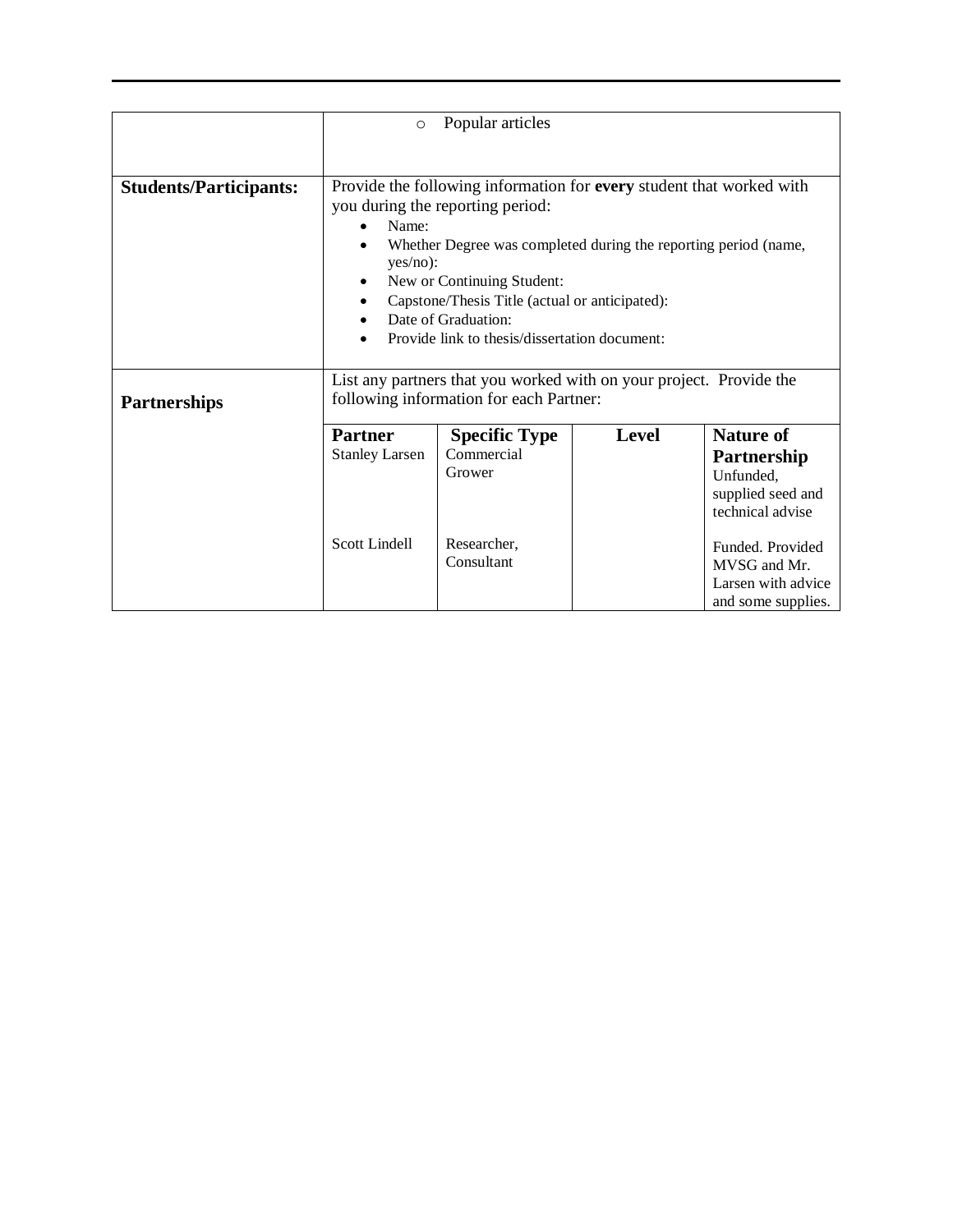| | |
|---|---|
| | ○ Popular articles |
| **Students/Participants:** | Provide the following information for **every** student that worked with you during the reporting period:<br>• Name:<br>• Whether Degree was completed during the reporting period (name, yes/no):<br>• New or Continuing Student:<br>• Capstone/Thesis Title (actual or anticipated):<br>• Date of Graduation:<br>• Provide link to thesis/dissertation document: |
| **Partnerships** | List any partners that you worked with on your project. Provide the following information for each Partner: |

| Partner | Specific Type | Level | Nature of Partnership |
|---|---|---|---|
| Stanley Larsen | Commercial Grower | | Unfunded, supplied seed and technical advise |
| Scott Lindell | Researcher, Consultant | | Funded. Provided MVSG and Mr. Larsen with advice and some supplies. |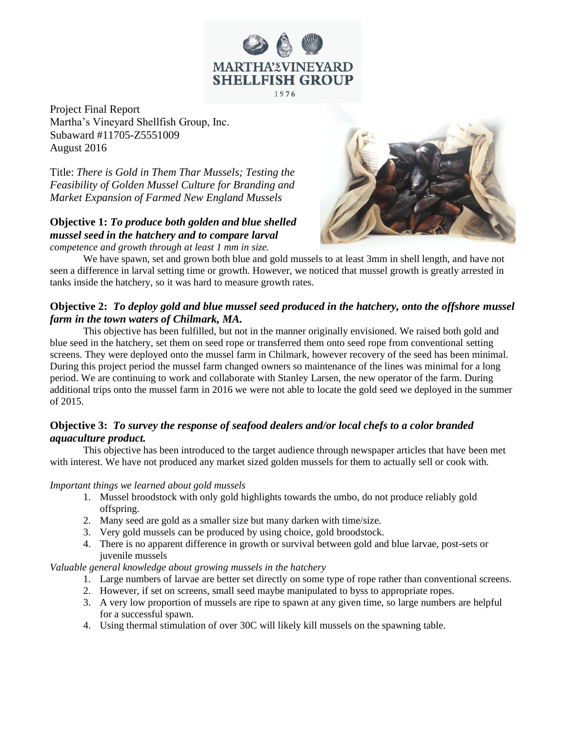MARTHA'S VINEYARD SHELLFISH GROUP
1976

Project Final Report
Martha's Vineyard Shellfish Group, Inc.
Subaward #11705-Z5551009
August 2016

Title: *There is Gold in Them Thar Mussels; Testing the Feasibility of Golden Mussel Culture for Branding and Market Expansion of Farmed New England Mussels*

**Objective 1:** ***To produce both golden and blue shelled mussel seed in the hatchery and to compare larval*** *competence and growth through at least 1 mm in size.*

We have spawn, set and grown both blue and gold mussels to at least 3mm in shell length, and have not seen a difference in larval setting time or growth. However, we noticed that mussel growth is greatly arrested in tanks inside the hatchery, so it was hard to measure growth rates.

**Objective 2:** ***To deploy gold and blue mussel seed produced in the hatchery, onto the offshore mussel farm in the town waters of Chilmark, MA.***

This objective has been fulfilled, but not in the manner originally envisioned. We raised both gold and blue seed in the hatchery, set them on seed rope or transferred them onto seed rope from conventional setting screens. They were deployed onto the mussel farm in Chilmark, however recovery of the seed has been minimal. During this project period the mussel farm changed owners so maintenance of the lines was minimal for a long period. We are continuing to work and collaborate with Stanley Larsen, the new operator of the farm. During additional trips onto the mussel farm in 2016 we were not able to locate the gold seed we deployed in the summer of 2015.

**Objective 3:** ***To survey the response of seafood dealers and/or local chefs to a color branded aquaculture product.***

This objective has been introduced to the target audience through newspaper articles that have been met with interest. We have not produced any market sized golden mussels for them to actually sell or cook with.

*Important things we learned about gold mussels*

1. Mussel broodstock with only gold highlights towards the umbo, do not produce reliably gold offspring.
2. Many seed are gold as a smaller size but many darken with time/size.
3. Very gold mussels can be produced by using choice, gold broodstock.
4. There is no apparent difference in growth or survival between gold and blue larvae, post-sets or juvenile mussels

*Valuable general knowledge about growing mussels in the hatchery*

1. Large numbers of larvae are better set directly on some type of rope rather than conventional screens.
2. However, if set on screens, small seed maybe manipulated to byss to appropriate ropes.
3. A very low proportion of mussels are ripe to spawn at any given time, so large numbers are helpful for a successful spawn.
4. Using thermal stimulation of over 30C will likely kill mussels on the spawning table.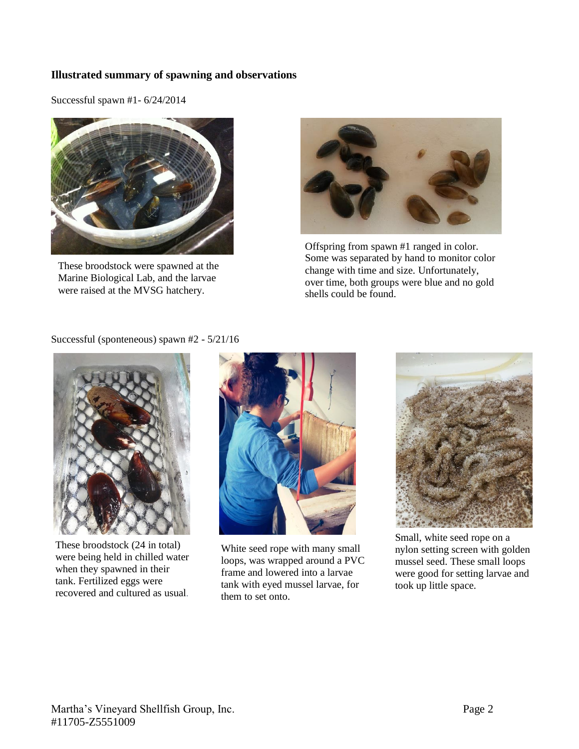**Illustrated summary of spawning and observations**

Successful spawn #1- 6/24/2014

These broodstock were spawned at the Marine Biological Lab, and the larvae were raised at the MVSG hatchery.

Offspring from spawn #1 ranged in color. Some was separated by hand to monitor color change with time and size. Unfortunately, over time, both groups were blue and no gold shells could be found.

Successful (sponteneous) spawn #2 - 5/21/16

These broodstock (24 in total) were being held in chilled water when they spawned in their tank. Fertilized eggs were recovered and cultured as usual.

White seed rope with many small loops, was wrapped around a PVC frame and lowered into a larvae tank with eyed mussel larvae, for them to set onto.

Small, white seed rope on a nylon setting screen with golden mussel seed. These small loops were good for setting larvae and took up little space.

Martha's Vineyard Shellfish Group, Inc.
#11705-Z5551009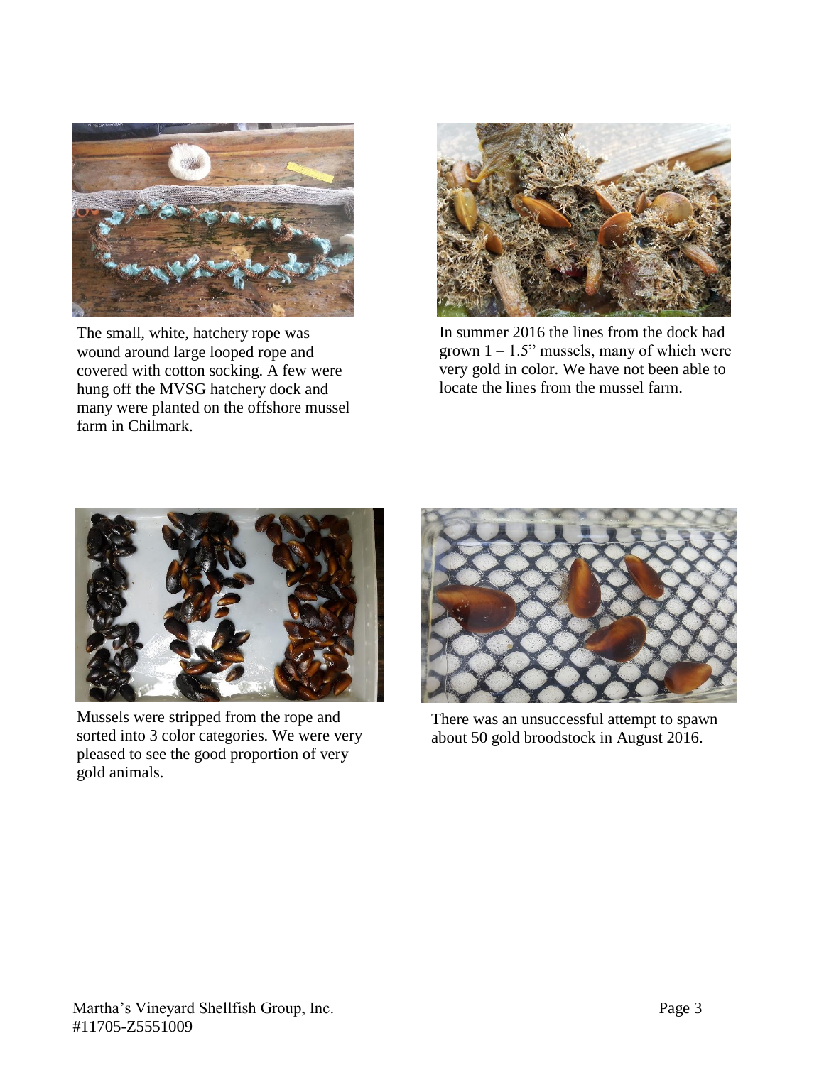The small, white, hatchery rope was wound around large looped rope and covered with cotton socking. A few were hung off the MVSG hatchery dock and many were planted on the offshore mussel farm in Chilmark.

In summer 2016 the lines from the dock had grown 1 – 1.5" mussels, many of which were very gold in color. We have not been able to locate the lines from the mussel farm.

Mussels were stripped from the rope and sorted into 3 color categories. We were very pleased to see the good proportion of very gold animals.

There was an unsuccessful attempt to spawn about 50 gold broodstock in August 2016.

Martha's Vineyard Shellfish Group, Inc.
#11705-Z5551009